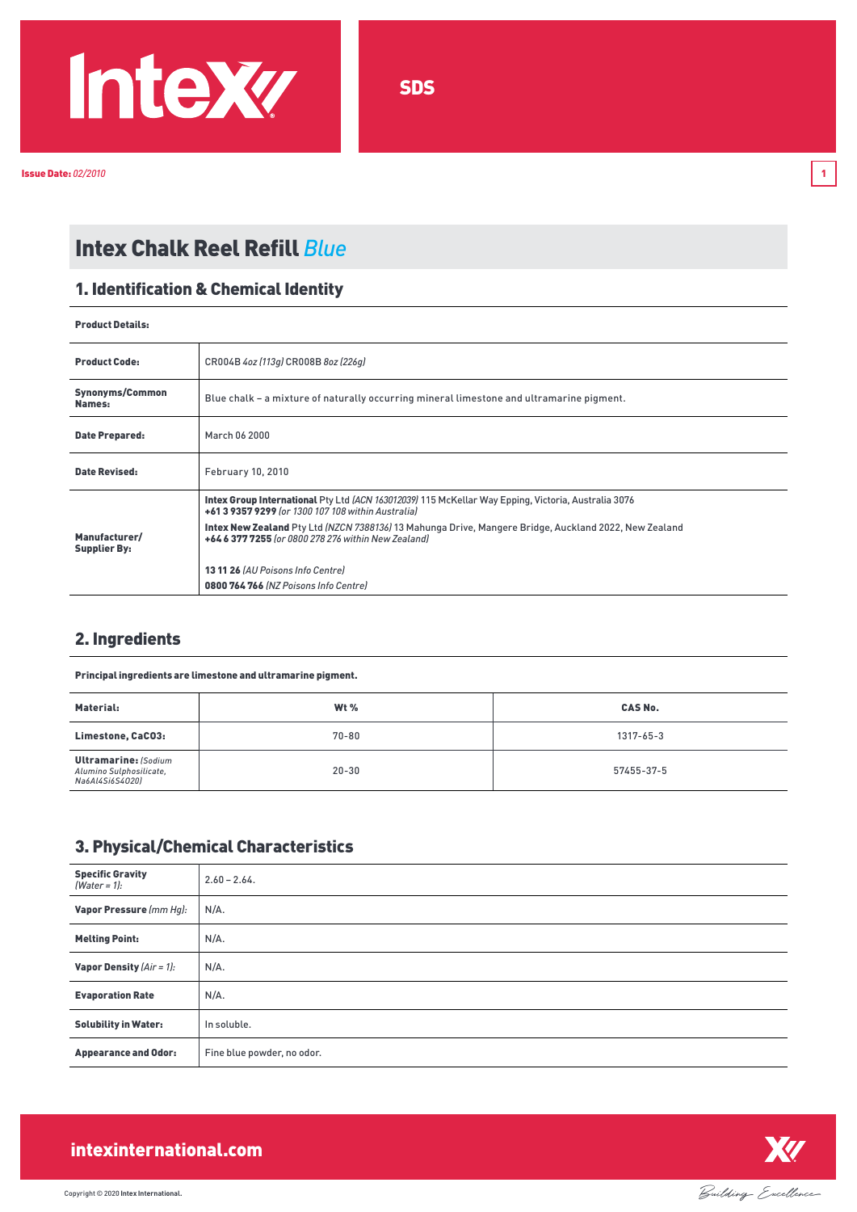SDS

**Issue Date:** *02/2010*

# Intex Chalk Reel Refill *Blue*

## 1. Identification & Chemical Identity

**Product Details:**

| | |
|---|---|
| **Product Code:** | CR004B *4oz (113g)* CR008B *8oz (226g)* |
| **Synonyms/Common Names:** | Blue chalk – a mixture of naturally occurring mineral limestone and ultramarine pigment. |
| **Date Prepared:** | March 06 2000 |
| **Date Revised:** | February 10, 2010 |
| **Manufacturer/ Supplier By:** | **Intex Group International** Pty Ltd *(ACN 163012039)* 115 McKellar Way Epping, Victoria, Australia 3076 **+61 3 9357 9299** *(or 1300 107 108 within Australia)* **Intex New Zealand** Pty Ltd *(NZCN 7388136)* 13 Mahunga Drive, Mangere Bridge, Auckland 2022, New Zealand **+64 6 377 7255** *(or 0800 278 276 within New Zealand)* **13 11 26** *(AU Poisons Info Centre)* **0800 764 766** *(NZ Poisons Info Centre)* |

## 2. Ingredients

**Principal ingredients are limestone and ultramarine pigment.**

| Material: | Wt % | CAS No. |
|---|---|---|
| **Limestone, $CaCO_3$:** | 70-80 | 1317-65-3 |
| **Ultramarine:** *(Sodium Alumino Sulphosilicate, $Na_6Al_4Si_6S_4O_{20}$)* | 20-30 | 57455-37-5 |

## 3. Physical/Chemical Characteristics

| | |
|---|---|
| **Specific Gravity** *(Water = 1)*: | 2.60 – 2.64. |
| **Vapor Pressure** *(mm Hg)*: | N/A. |
| **Melting Point:** | N/A. |
| **Vapor Density** *(Air = 1)*: | N/A. |
| **Evaporation Rate** | N/A. |
| **Solubility in Water:** | In soluble. |
| **Appearance and Odor:** | Fine blue powder, no odor. |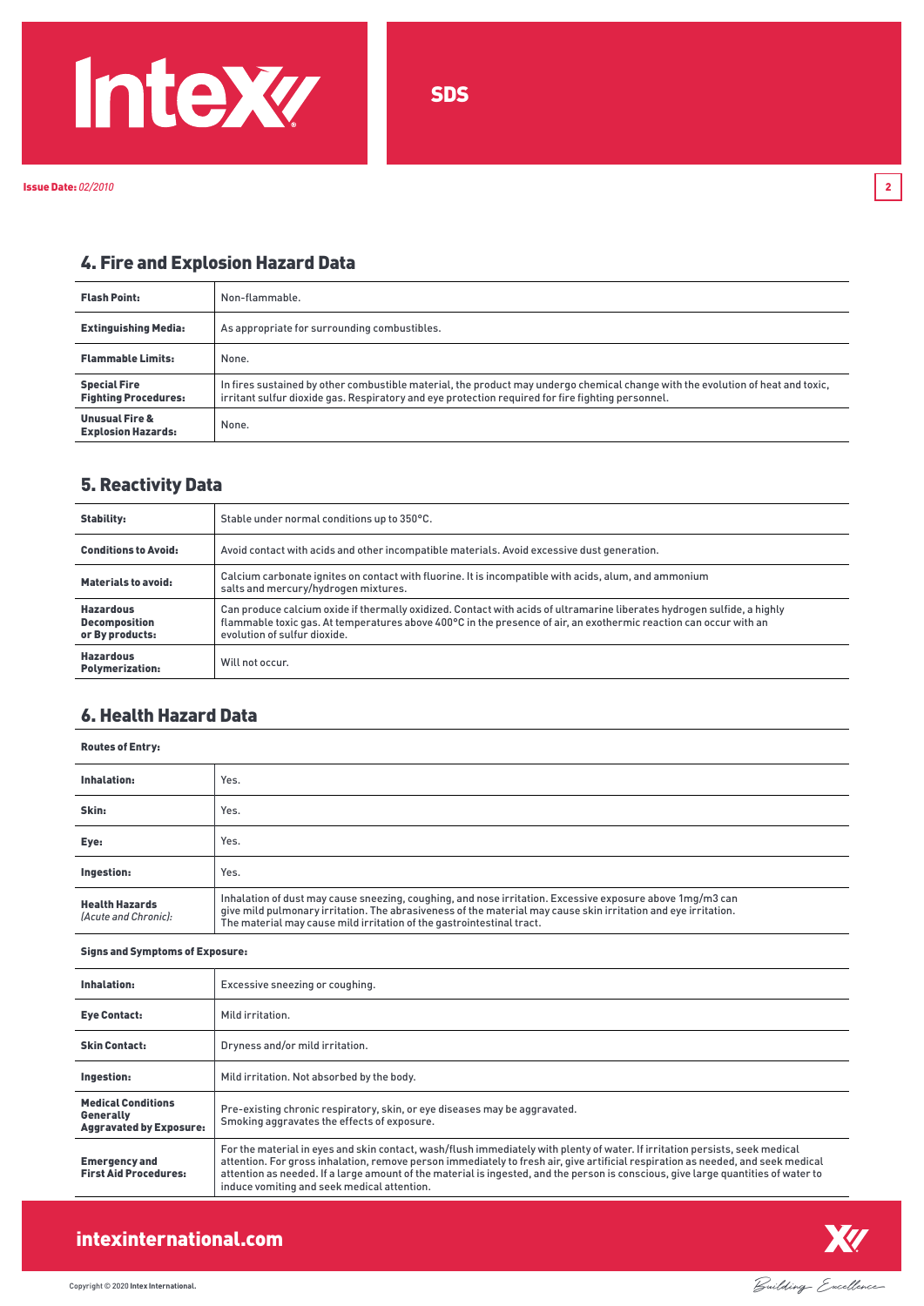## 4. Fire and Explosion Hazard Data

| | |
|---|---|
| **Flash Point:** | Non-flammable. |
| **Extinguishing Media:** | As appropriate for surrounding combustibles. |
| **Flammable Limits:** | None. |
| **Special Fire Fighting Procedures:** | In fires sustained by other combustible material, the product may undergo chemical change with the evolution of heat and toxic, irritant sulfur dioxide gas. Respiratory and eye protection required for fire fighting personnel. |
| **Unusual Fire & Explosion Hazards:** | None. |

## 5. Reactivity Data

| | |
|---|---|
| **Stability:** | Stable under normal conditions up to 350°C. |
| **Conditions to Avoid:** | Avoid contact with acids and other incompatible materials. Avoid excessive dust generation. |
| **Materials to avoid:** | Calcium carbonate ignites on contact with fluorine. It is incompatible with acids, alum, and ammonium salts and mercury/hydrogen mixtures. |
| **Hazardous Decomposition or By products:** | Can produce calcium oxide if thermally oxidized. Contact with acids of ultramarine liberates hydrogen sulfide, a highly flammable toxic gas. At temperatures above 400°C in the presence of air, an exothermic reaction can occur with an evolution of sulfur dioxide. |
| **Hazardous Polymerization:** | Will not occur. |

## 6. Health Hazard Data

**Routes of Entry:**

| | |
|---|---|
| **Inhalation:** | Yes. |
| **Skin:** | Yes. |
| **Eye:** | Yes. |
| **Ingestion:** | Yes. |
| **Health Hazards** *(Acute and Chronic):* | Inhalation of dust may cause sneezing, coughing, and nose irritation. Excessive exposure above 1mg/m3 can give mild pulmonary irritation. The abrasiveness of the material may cause skin irritation and eye irritation. The material may cause mild irritation of the gastrointestinal tract. |

**Signs and Symptoms of Exposure:**

| | |
|---|---|
| **Inhalation:** | Excessive sneezing or coughing. |
| **Eye Contact:** | Mild irritation. |
| **Skin Contact:** | Dryness and/or mild irritation. |
| **Ingestion:** | Mild irritation. Not absorbed by the body. |
| **Medical Conditions Generally Aggravated by Exposure:** | Pre-existing chronic respiratory, skin, or eye diseases may be aggravated. Smoking aggravates the effects of exposure. |
| **Emergency and First Aid Procedures:** | For the material in eyes and skin contact, wash/flush immediately with plenty of water. If irritation persists, seek medical attention. For gross inhalation, remove person immediately to fresh air, give artificial respiration as needed, and seek medical attention as needed. If a large amount of the material is ingested, and the person is conscious, give large quantities of water to induce vomiting and seek medical attention. |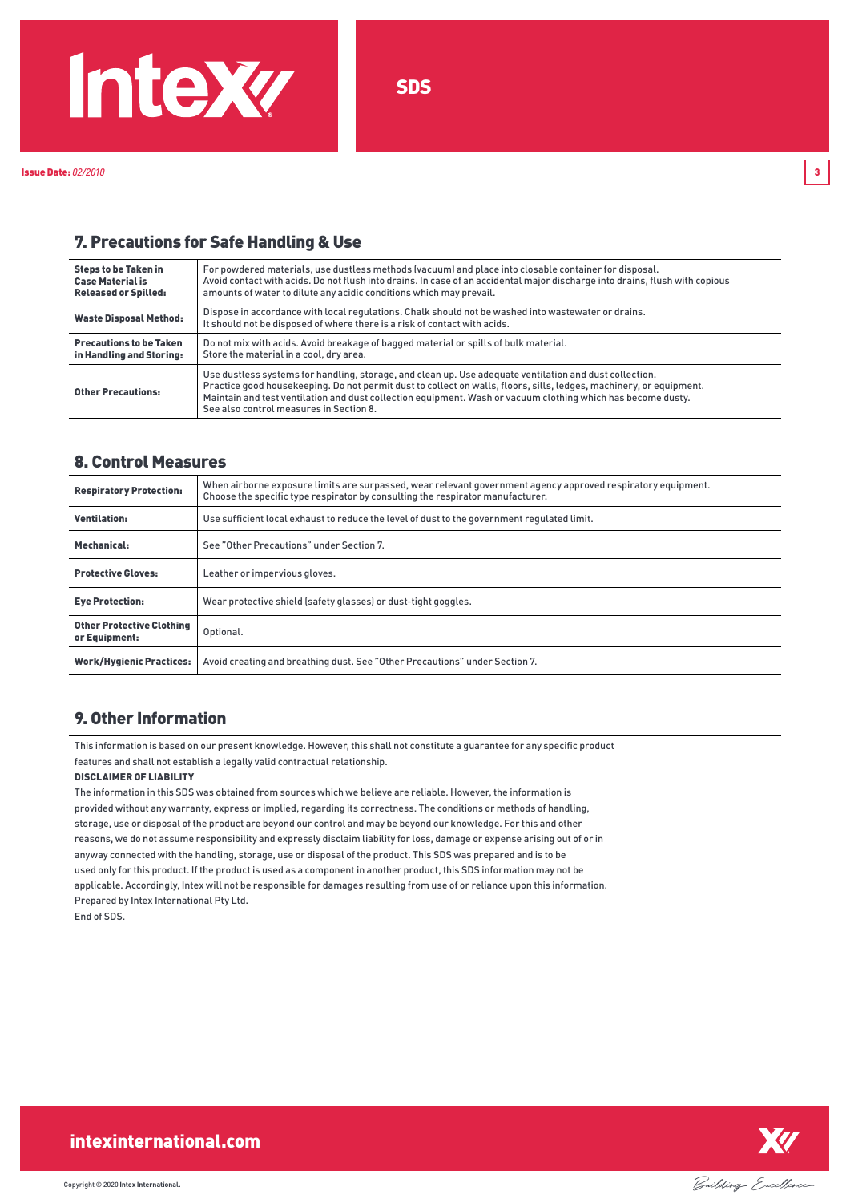## 7. Precautions for Safe Handling & Use

| | |
|---|---|
| **Steps to be Taken in Case Material is Released or Spilled:** | For powdered materials, use dustless methods (vacuum) and place into closable container for disposal. Avoid contact with acids. Do not flush into drains. In case of an accidental major discharge into drains, flush with copious amounts of water to dilute any acidic conditions which may prevail. |
| **Waste Disposal Method:** | Dispose in accordance with local regulations. Chalk should not be washed into wastewater or drains. It should not be disposed of where there is a risk of contact with acids. |
| **Precautions to be Taken in Handling and Storing:** | Do not mix with acids. Avoid breakage of bagged material or spills of bulk material. Store the material in a cool, dry area. |
| **Other Precautions:** | Use dustless systems for handling, storage, and clean up. Use adequate ventilation and dust collection. Practice good housekeeping. Do not permit dust to collect on walls, floors, sills, ledges, machinery, or equipment. Maintain and test ventilation and dust collection equipment. Wash or vacuum clothing which has become dusty. See also control measures in Section 8. |

## 8. Control Measures

| | |
|---|---|
| **Respiratory Protection:** | When airborne exposure limits are surpassed, wear relevant government agency approved respiratory equipment. Choose the specific type respirator by consulting the respirator manufacturer. |
| **Ventilation:** | Use sufficient local exhaust to reduce the level of dust to the government regulated limit. |
| **Mechanical:** | See "Other Precautions" under Section 7. |
| **Protective Gloves:** | Leather or impervious gloves. |
| **Eye Protection:** | Wear protective shield (safety glasses) or dust-tight goggles. |
| **Other Protective Clothing or Equipment:** | Optional. |
| **Work/Hygienic Practices:** | Avoid creating and breathing dust. See "Other Precautions" under Section 7. |

## 9. Other Information

This information is based on our present knowledge. However, this shall not constitute a guarantee for any specific product features and shall not establish a legally valid contractual relationship.

**DISCLAIMER OF LIABILITY**

The information in this SDS was obtained from sources which we believe are reliable. However, the information is provided without any warranty, express or implied, regarding its correctness. The conditions or methods of handling, storage, use or disposal of the product are beyond our control and may be beyond our knowledge. For this and other reasons, we do not assume responsibility and expressly disclaim liability for loss, damage or expense arising out of or in anyway connected with the handling, storage, use or disposal of the product. This SDS was prepared and is to be used only for this product. If the product is used as a component in another product, this SDS information may not be applicable. Accordingly, Intex will not be responsible for damages resulting from use of or reliance upon this information.

Prepared by Intex International Pty Ltd.

End of SDS.